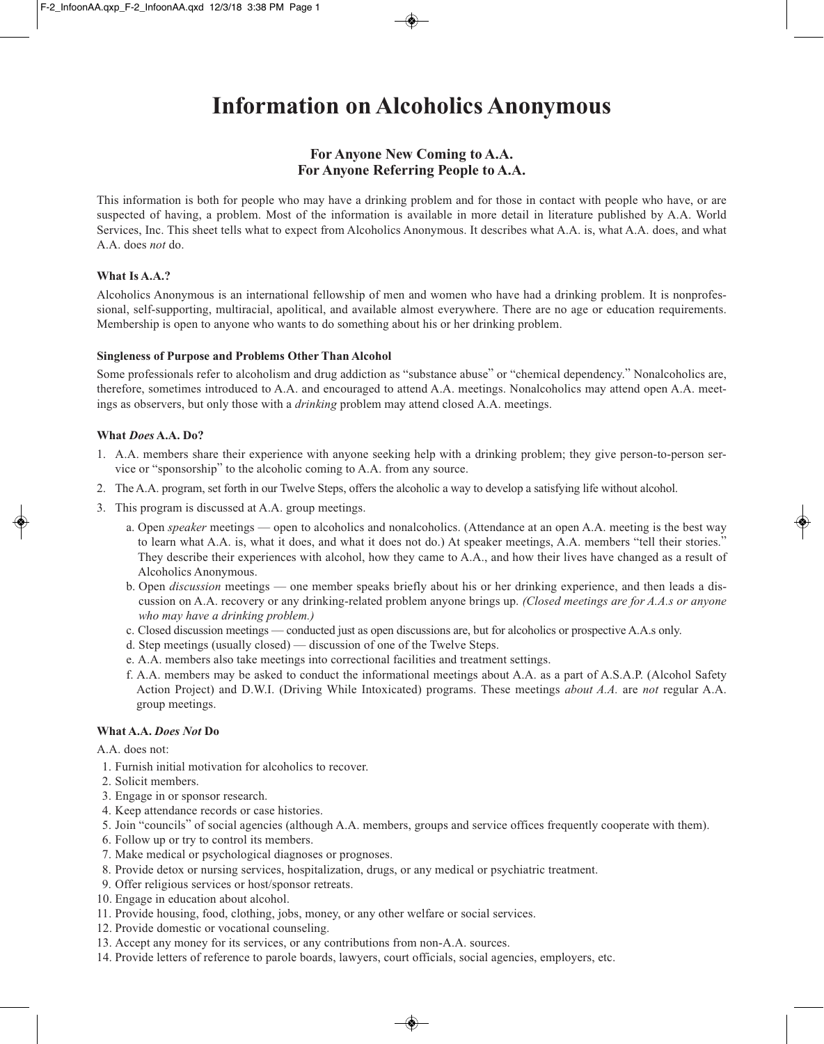# Information on Alcoholics Anonymous

### For Anyone New Coming to A.A.
### For Anyone Referring People to A.A.

This information is both for people who may have a drinking problem and for those in contact with people who have, or are suspected of having, a problem. Most of the information is available in more detail in literature published by A.A. World Services, Inc. This sheet tells what to expect from Alcoholics Anonymous. It describes what A.A. is, what A.A. does, and what A.A. does *not* do.

#### What Is A.A.?

Alcoholics Anonymous is an international fellowship of men and women who have had a drinking problem. It is nonprofessional, self-supporting, multiracial, apolitical, and available almost everywhere. There are no age or education requirements. Membership is open to anyone who wants to do something about his or her drinking problem.

#### Singleness of Purpose and Problems Other Than Alcohol

Some professionals refer to alcoholism and drug addiction as "substance abuse" or "chemical dependency." Nonalcoholics are, therefore, sometimes introduced to A.A. and encouraged to attend A.A. meetings. Nonalcoholics may attend open A.A. meetings as observers, but only those with a *drinking* problem may attend closed A.A. meetings.

#### What *Does* A.A. Do?

1. A.A. members share their experience with anyone seeking help with a drinking problem; they give person-to-person service or "sponsorship" to the alcoholic coming to A.A. from any source.
2. The A.A. program, set forth in our Twelve Steps, offers the alcoholic a way to develop a satisfying life without alcohol.
3. This program is discussed at A.A. group meetings.
   a. Open *speaker* meetings — open to alcoholics and nonalcoholics. (Attendance at an open A.A. meeting is the best way to learn what A.A. is, what it does, and what it does not do.) At speaker meetings, A.A. members "tell their stories." They describe their experiences with alcohol, how they came to A.A., and how their lives have changed as a result of Alcoholics Anonymous.
   b. Open *discussion* meetings — one member speaks briefly about his or her drinking experience, and then leads a discussion on A.A. recovery or any drinking-related problem anyone brings up. *(Closed meetings are for A.A.s or anyone who may have a drinking problem.)*
   c. Closed discussion meetings — conducted just as open discussions are, but for alcoholics or prospective A.A.s only.
   d. Step meetings (usually closed) — discussion of one of the Twelve Steps.
   e. A.A. members also take meetings into correctional facilities and treatment settings.
   f. A.A. members may be asked to conduct the informational meetings about A.A. as a part of A.S.A.P. (Alcohol Safety Action Project) and D.W.I. (Driving While Intoxicated) programs. These meetings *about A.A.* are *not* regular A.A. group meetings.

#### What A.A. *Does Not* Do

A.A. does not:

1. Furnish initial motivation for alcoholics to recover.
2. Solicit members.
3. Engage in or sponsor research.
4. Keep attendance records or case histories.
5. Join "councils" of social agencies (although A.A. members, groups and service offices frequently cooperate with them).
6. Follow up or try to control its members.
7. Make medical or psychological diagnoses or prognoses.
8. Provide detox or nursing services, hospitalization, drugs, or any medical or psychiatric treatment.
9. Offer religious services or host/sponsor retreats.
10. Engage in education about alcohol.
11. Provide housing, food, clothing, jobs, money, or any other welfare or social services.
12. Provide domestic or vocational counseling.
13. Accept any money for its services, or any contributions from non-A.A. sources.
14. Provide letters of reference to parole boards, lawyers, court officials, social agencies, employers, etc.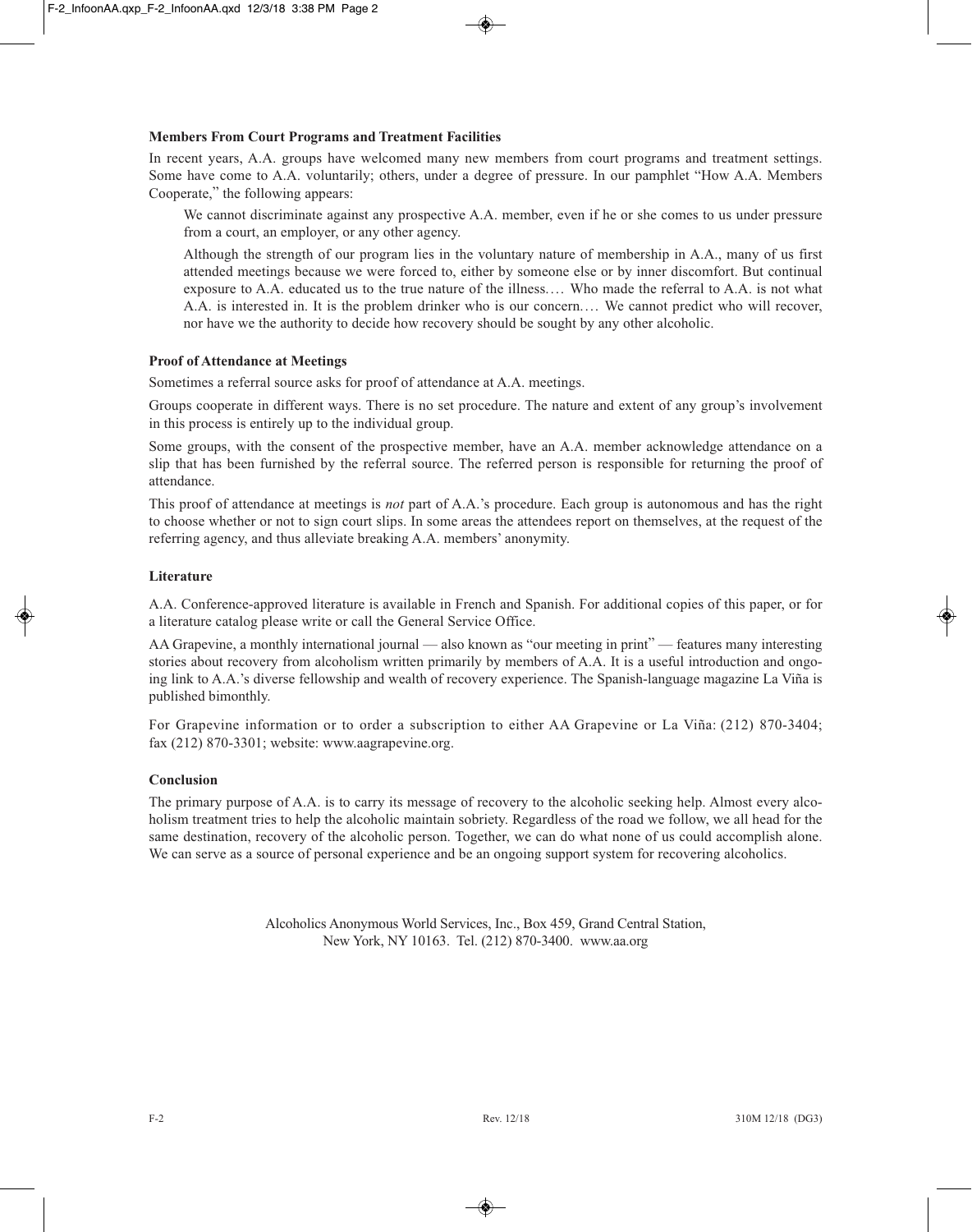**Members From Court Programs and Treatment Facilities**

In recent years, A.A. groups have welcomed many new members from court programs and treatment settings. Some have come to A.A. voluntarily; others, under a degree of pressure. In our pamphlet "How A.A. Members Cooperate," the following appears:

> We cannot discriminate against any prospective A.A. member, even if he or she comes to us under pressure from a court, an employer, or any other agency.
>
> Although the strength of our program lies in the voluntary nature of membership in A.A., many of us first attended meetings because we were forced to, either by someone else or by inner discomfort. But continual exposure to A.A. educated us to the true nature of the illness.… Who made the referral to A.A. is not what A.A. is interested in. It is the problem drinker who is our concern.… We cannot predict who will recover, nor have we the authority to decide how recovery should be sought by any other alcoholic.

**Proof of Attendance at Meetings**

Sometimes a referral source asks for proof of attendance at A.A. meetings.

Groups cooperate in different ways. There is no set procedure. The nature and extent of any group's involvement in this process is entirely up to the individual group.

Some groups, with the consent of the prospective member, have an A.A. member acknowledge attendance on a slip that has been furnished by the referral source. The referred person is responsible for returning the proof of attendance.

This proof of attendance at meetings is *not* part of A.A.'s procedure. Each group is autonomous and has the right to choose whether or not to sign court slips. In some areas the attendees report on themselves, at the request of the referring agency, and thus alleviate breaking A.A. members' anonymity.

**Literature**

A.A. Conference-approved literature is available in French and Spanish. For additional copies of this paper, or for a literature catalog please write or call the General Service Office.

AA Grapevine, a monthly international journal — also known as "our meeting in print" — features many interesting stories about recovery from alcoholism written primarily by members of A.A. It is a useful introduction and ongoing link to A.A.'s diverse fellowship and wealth of recovery experience. The Spanish-language magazine La Viña is published bimonthly.

For Grapevine information or to order a subscription to either AA Grapevine or La Viña: (212) 870-3404; fax (212) 870-3301; website: www.aagrapevine.org.

**Conclusion**

The primary purpose of A.A. is to carry its message of recovery to the alcoholic seeking help. Almost every alcoholism treatment tries to help the alcoholic maintain sobriety. Regardless of the road we follow, we all head for the same destination, recovery of the alcoholic person. Together, we can do what none of us could accomplish alone. We can serve as a source of personal experience and be an ongoing support system for recovering alcoholics.

Alcoholics Anonymous World Services, Inc., Box 459, Grand Central Station,
New York, NY 10163. Tel. (212) 870-3400. www.aa.org

F-2 Rev. 12/18 310M 12/18 (DG3)